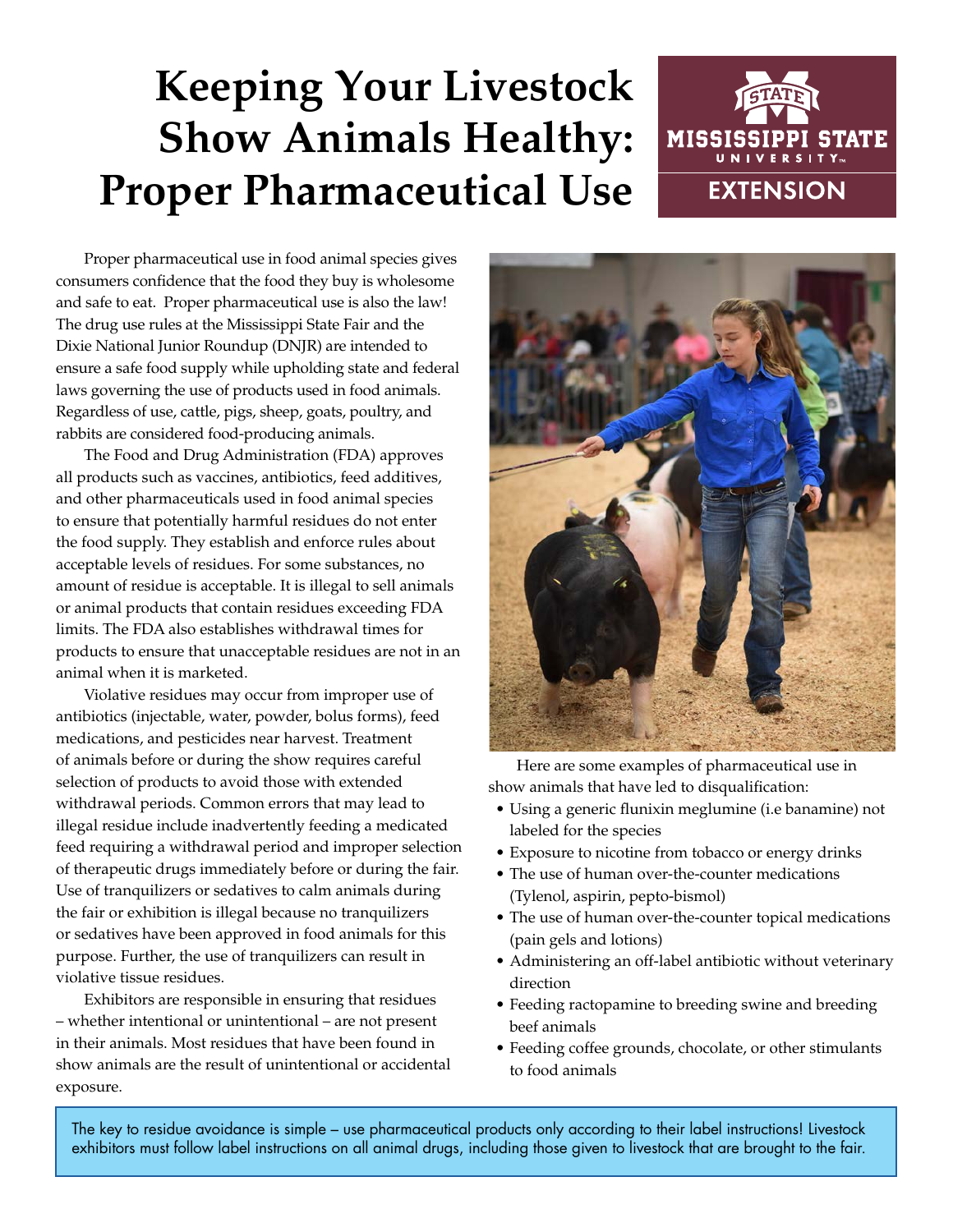# Keeping Your Livestock Show Animals Healthy: Proper Pharmaceutical Use

Proper pharmaceutical use in food animal species gives consumers confidence that the food they buy is wholesome and safe to eat. Proper pharmaceutical use is also the law! The drug use rules at the Mississippi State Fair and the Dixie National Junior Roundup (DNJR) are intended to ensure a safe food supply while upholding state and federal laws governing the use of products used in food animals. Regardless of use, cattle, pigs, sheep, goats, poultry, and rabbits are considered food-producing animals.

The Food and Drug Administration (FDA) approves all products such as vaccines, antibiotics, feed additives, and other pharmaceuticals used in food animal species to ensure that potentially harmful residues do not enter the food supply. They establish and enforce rules about acceptable levels of residues. For some substances, no amount of residue is acceptable. It is illegal to sell animals or animal products that contain residues exceeding FDA limits. The FDA also establishes withdrawal times for products to ensure that unacceptable residues are not in an animal when it is marketed.

Violative residues may occur from improper use of antibiotics (injectable, water, powder, bolus forms), feed medications, and pesticides near harvest. Treatment of animals before or during the show requires careful selection of products to avoid those with extended withdrawal periods. Common errors that may lead to illegal residue include inadvertently feeding a medicated feed requiring a withdrawal period and improper selection of therapeutic drugs immediately before or during the fair. Use of tranquilizers or sedatives to calm animals during the fair or exhibition is illegal because no tranquilizers or sedatives have been approved in food animals for this purpose. Further, the use of tranquilizers can result in violative tissue residues.

Exhibitors are responsible in ensuring that residues – whether intentional or unintentional – are not present in their animals. Most residues that have been found in show animals are the result of unintentional or accidental exposure.

Here are some examples of pharmaceutical use in show animals that have led to disqualification:

- Using a generic flunixin meglumine (i.e banamine) not labeled for the species
- Exposure to nicotine from tobacco or energy drinks
- The use of human over-the-counter medications (Tylenol, aspirin, pepto-bismol)
- The use of human over-the-counter topical medications (pain gels and lotions)
- Administering an off-label antibiotic without veterinary direction
- Feeding ractopamine to breeding swine and breeding beef animals
- Feeding coffee grounds, chocolate, or other stimulants to food animals

The key to residue avoidance is simple – use pharmaceutical products only according to their label instructions! Livestock exhibitors must follow label instructions on all animal drugs, including those given to livestock that are brought to the fair.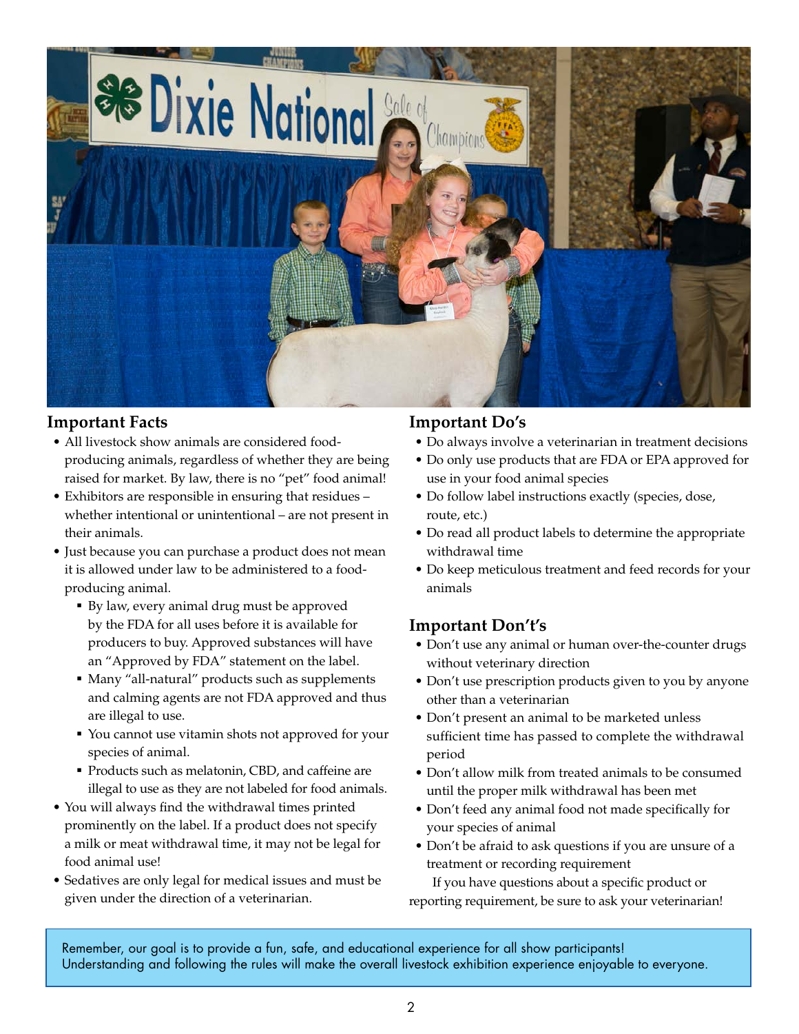## Important Facts

- All livestock show animals are considered food-producing animals, regardless of whether they are being raised for market. By law, there is no "pet" food animal!
- Exhibitors are responsible in ensuring that residues – whether intentional or unintentional – are not present in their animals.
- Just because you can purchase a product does not mean it is allowed under law to be administered to a food-producing animal.
  - By law, every animal drug must be approved by the FDA for all uses before it is available for producers to buy. Approved substances will have an "Approved by FDA" statement on the label.
  - Many "all-natural" products such as supplements and calming agents are not FDA approved and thus are illegal to use.
  - You cannot use vitamin shots not approved for your species of animal.
  - Products such as melatonin, CBD, and caffeine are illegal to use as they are not labeled for food animals.
- You will always find the withdrawal times printed prominently on the label. If a product does not specify a milk or meat withdrawal time, it may not be legal for food animal use!
- Sedatives are only legal for medical issues and must be given under the direction of a veterinarian.

## Important Do's

- Do always involve a veterinarian in treatment decisions
- Do only use products that are FDA or EPA approved for use in your food animal species
- Do follow label instructions exactly (species, dose, route, etc.)
- Do read all product labels to determine the appropriate withdrawal time
- Do keep meticulous treatment and feed records for your animals

## Important Don't's

- Don't use any animal or human over-the-counter drugs without veterinary direction
- Don't use prescription products given to you by anyone other than a veterinarian
- Don't present an animal to be marketed unless sufficient time has passed to complete the withdrawal period
- Don't allow milk from treated animals to be consumed until the proper milk withdrawal has been met
- Don't feed any animal food not made specifically for your species of animal
- Don't be afraid to ask questions if you are unsure of a treatment or recording requirement

If you have questions about a specific product or reporting requirement, be sure to ask your veterinarian!

Remember, our goal is to provide a fun, safe, and educational experience for all show participants! Understanding and following the rules will make the overall livestock exhibition experience enjoyable to everyone.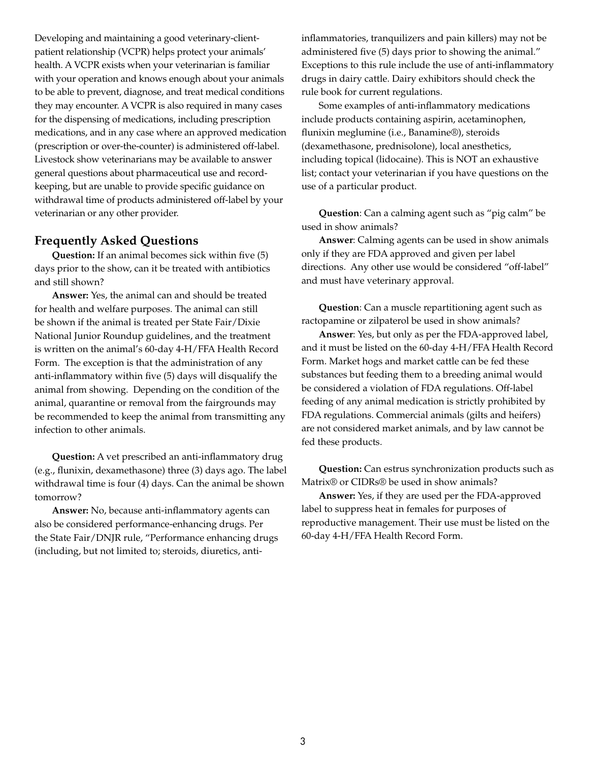Developing and maintaining a good veterinary-client-patient relationship (VCPR) helps protect your animals' health. A VCPR exists when your veterinarian is familiar with your operation and knows enough about your animals to be able to prevent, diagnose, and treat medical conditions they may encounter. A VCPR is also required in many cases for the dispensing of medications, including prescription medications, and in any case where an approved medication (prescription or over-the-counter) is administered off-label. Livestock show veterinarians may be available to answer general questions about pharmaceutical use and record-keeping, but are unable to provide specific guidance on withdrawal time of products administered off-label by your veterinarian or any other provider.

## Frequently Asked Questions

**Question:** If an animal becomes sick within five (5) days prior to the show, can it be treated with antibiotics and still shown?

**Answer:** Yes, the animal can and should be treated for health and welfare purposes. The animal can still be shown if the animal is treated per State Fair/Dixie National Junior Roundup guidelines, and the treatment is written on the animal's 60-day 4-H/FFA Health Record Form. The exception is that the administration of any anti-inflammatory within five (5) days will disqualify the animal from showing. Depending on the condition of the animal, quarantine or removal from the fairgrounds may be recommended to keep the animal from transmitting any infection to other animals.

**Question:** A vet prescribed an anti-inflammatory drug (e.g., flunixin, dexamethasone) three (3) days ago. The label withdrawal time is four (4) days. Can the animal be shown tomorrow?

**Answer:** No, because anti-inflammatory agents can also be considered performance-enhancing drugs. Per the State Fair/DNJR rule, "Performance enhancing drugs (including, but not limited to; steroids, diuretics, anti-inflammatories, tranquilizers and pain killers) may not be administered five (5) days prior to showing the animal." Exceptions to this rule include the use of anti-inflammatory drugs in dairy cattle. Dairy exhibitors should check the rule book for current regulations.

Some examples of anti-inflammatory medications include products containing aspirin, acetaminophen, flunixin meglumine (i.e., Banamine®), steroids (dexamethasone, prednisolone), local anesthetics, including topical (lidocaine). This is NOT an exhaustive list; contact your veterinarian if you have questions on the use of a particular product.

**Question**: Can a calming agent such as "pig calm" be used in show animals?

**Answer**: Calming agents can be used in show animals only if they are FDA approved and given per label directions. Any other use would be considered "off-label" and must have veterinary approval.

**Question**: Can a muscle repartitioning agent such as ractopamine or zilpaterol be used in show animals?

**Answer**: Yes, but only as per the FDA-approved label, and it must be listed on the 60-day 4-H/FFA Health Record Form. Market hogs and market cattle can be fed these substances but feeding them to a breeding animal would be considered a violation of FDA regulations. Off-label feeding of any animal medication is strictly prohibited by FDA regulations. Commercial animals (gilts and heifers) are not considered market animals, and by law cannot be fed these products.

**Question:** Can estrus synchronization products such as Matrix® or CIDRs® be used in show animals?

**Answer:** Yes, if they are used per the FDA-approved label to suppress heat in females for purposes of reproductive management. Their use must be listed on the 60-day 4-H/FFA Health Record Form.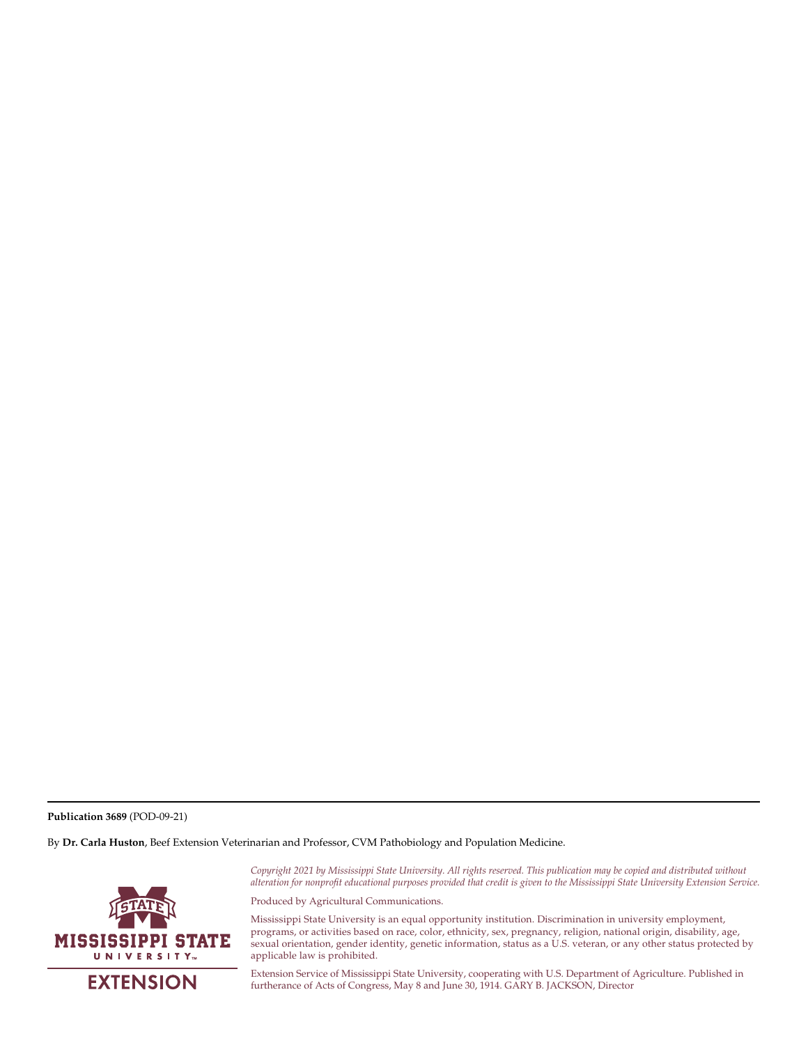**Publication 3689** (POD-09-21)

By **Dr. Carla Huston**, Beef Extension Veterinarian and Professor, CVM Pathobiology and Population Medicine.

MISSISSIPPI STATE UNIVERSITY™ EXTENSION

*Copyright 2021 by Mississippi State University. All rights reserved. This publication may be copied and distributed without alteration for nonprofit educational purposes provided that credit is given to the Mississippi State University Extension Service.*

Produced by Agricultural Communications.

Mississippi State University is an equal opportunity institution. Discrimination in university employment, programs, or activities based on race, color, ethnicity, sex, pregnancy, religion, national origin, disability, age, sexual orientation, gender identity, genetic information, status as a U.S. veteran, or any other status protected by applicable law is prohibited.

Extension Service of Mississippi State University, cooperating with U.S. Department of Agriculture. Published in furtherance of Acts of Congress, May 8 and June 30, 1914. GARY B. JACKSON, Director